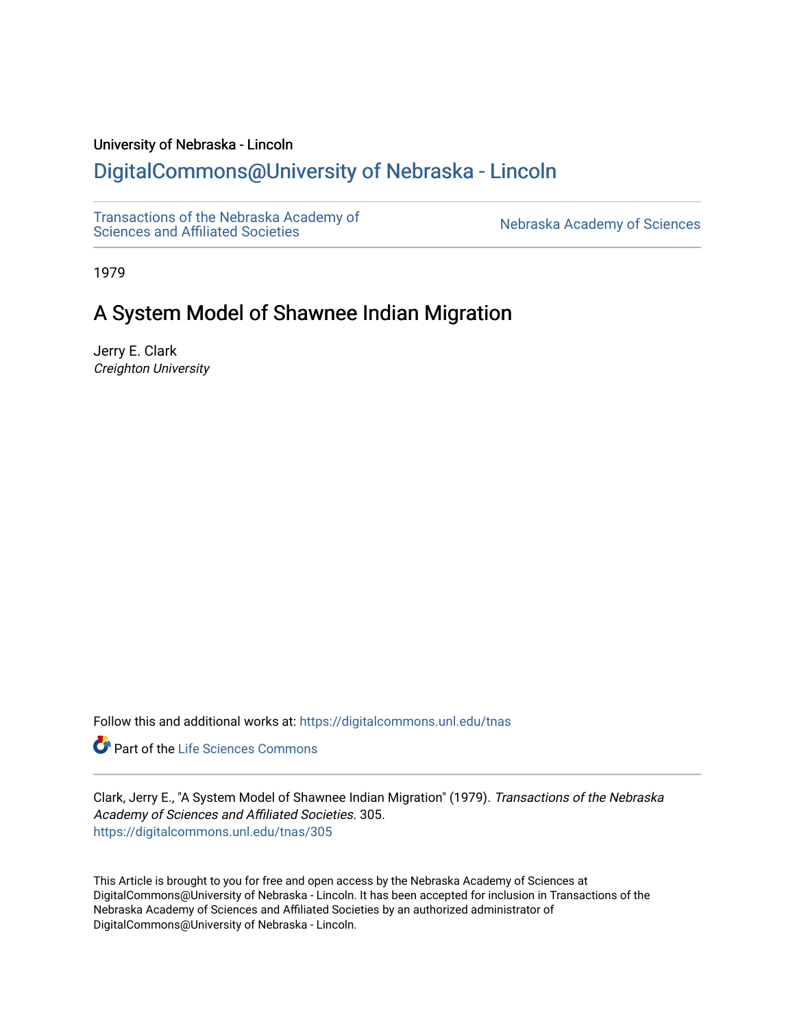University of Nebraska - Lincoln

## DigitalCommons@University of Nebraska - Lincoln

Transactions of the Nebraska Academy of Sciences and Affiliated Societies

Nebraska Academy of Sciences

1979

# A System Model of Shawnee Indian Migration

Jerry E. Clark
*Creighton University*

Follow this and additional works at: https://digitalcommons.unl.edu/tnas

Part of the Life Sciences Commons

Clark, Jerry E., "A System Model of Shawnee Indian Migration" (1979). *Transactions of the Nebraska Academy of Sciences and Affiliated Societies*. 305.
https://digitalcommons.unl.edu/tnas/305

This Article is brought to you for free and open access by the Nebraska Academy of Sciences at DigitalCommons@University of Nebraska - Lincoln. It has been accepted for inclusion in Transactions of the Nebraska Academy of Sciences and Affiliated Societies by an authorized administrator of DigitalCommons@University of Nebraska - Lincoln.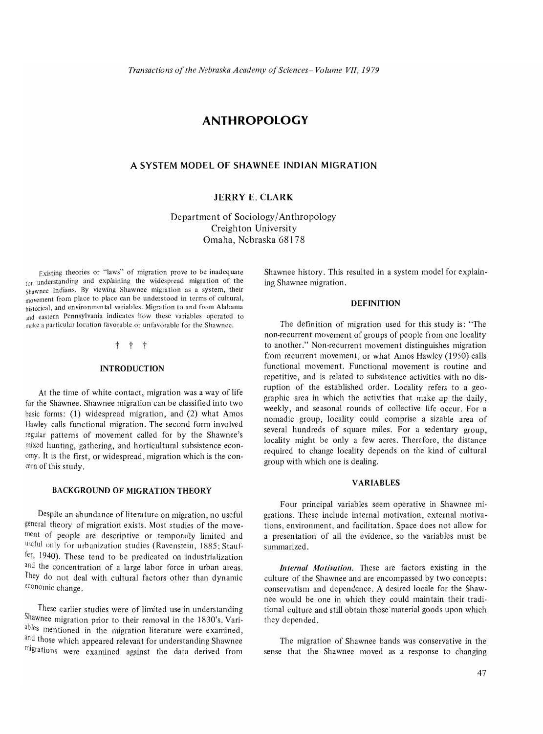# ANTHROPOLOGY

## A SYSTEM MODEL OF SHAWNEE INDIAN MIGRATION

### JERRY E. CLARK

Department of Sociology/Anthropology
Creighton University
Omaha, Nebraska 68178

Existing theories or "laws" of migration prove to be inadequate for understanding and explaining the widespread migration of the Shawnee Indians. By viewing Shawnee migration as a system, their movement from place to place can be understood in terms of cultural, historical, and environmental variables. Migration to and from Alabama and eastern Pennsylvania indicates how these variables operated to make a particular location favorable or unfavorable for the Shawnee.

† † †

### INTRODUCTION

At the time of white contact, migration was a way of life for the Shawnee. Shawnee migration can be classified into two basic forms: (1) widespread migration, and (2) what Amos Hawley calls functional migration. The second form involved regular patterns of movement called for by the Shawnee's mixed hunting, gathering, and horticultural subsistence economy. It is the first, or widespread, migration which is the concern of this study.

### BACKGROUND OF MIGRATION THEORY

Despite an abundance of literature on migration, no useful general theory of migration exists. Most studies of the movement of people are descriptive or temporally limited and useful only for urbanization studies (Ravenstein, 1885; Stauffer, 1940). These tend to be predicated on industrialization and the concentration of a large labor force in urban areas. They do not deal with cultural factors other than dynamic economic change.

These earlier studies were of limited use in understanding Shawnee migration prior to their removal in the 1830's. Variables mentioned in the migration literature were examined, and those which appeared relevant for understanding Shawnee migrations were examined against the data derived from Shawnee history. This resulted in a system model for explaining Shawnee migration.

### DEFINITION

The definition of migration used for this study is: "The non-recurrent movement of groups of people from one locality to another." Non-recurrent movement distinguishes migration from recurrent movement, or what Amos Hawley (1950) calls functional movement. Functional movement is routine and repetitive, and is related to subsistence activities with no disruption of the established order. Locality refers to a geographic area in which the activities that make up the daily, weekly, and seasonal rounds of collective life occur. For a nomadic group, locality could comprise a sizable area of several hundreds of square miles. For a sedentary group, locality might be only a few acres. Therefore, the distance required to change locality depends on the kind of cultural group with which one is dealing.

### VARIABLES

Four principal variables seem operative in Shawnee migrations. These include internal motivation, external motivations, environment, and facilitation. Space does not allow for a presentation of all the evidence, so the variables must be summarized.

***Internal Motivation.*** These are factors existing in the culture of the Shawnee and are encompassed by two concepts: conservatism and dependence. A desired locale for the Shawnee would be one in which they could maintain their traditional culture and still obtain those material goods upon which they depended.

The migration of Shawnee bands was conservative in the sense that the Shawnee moved as a response to changing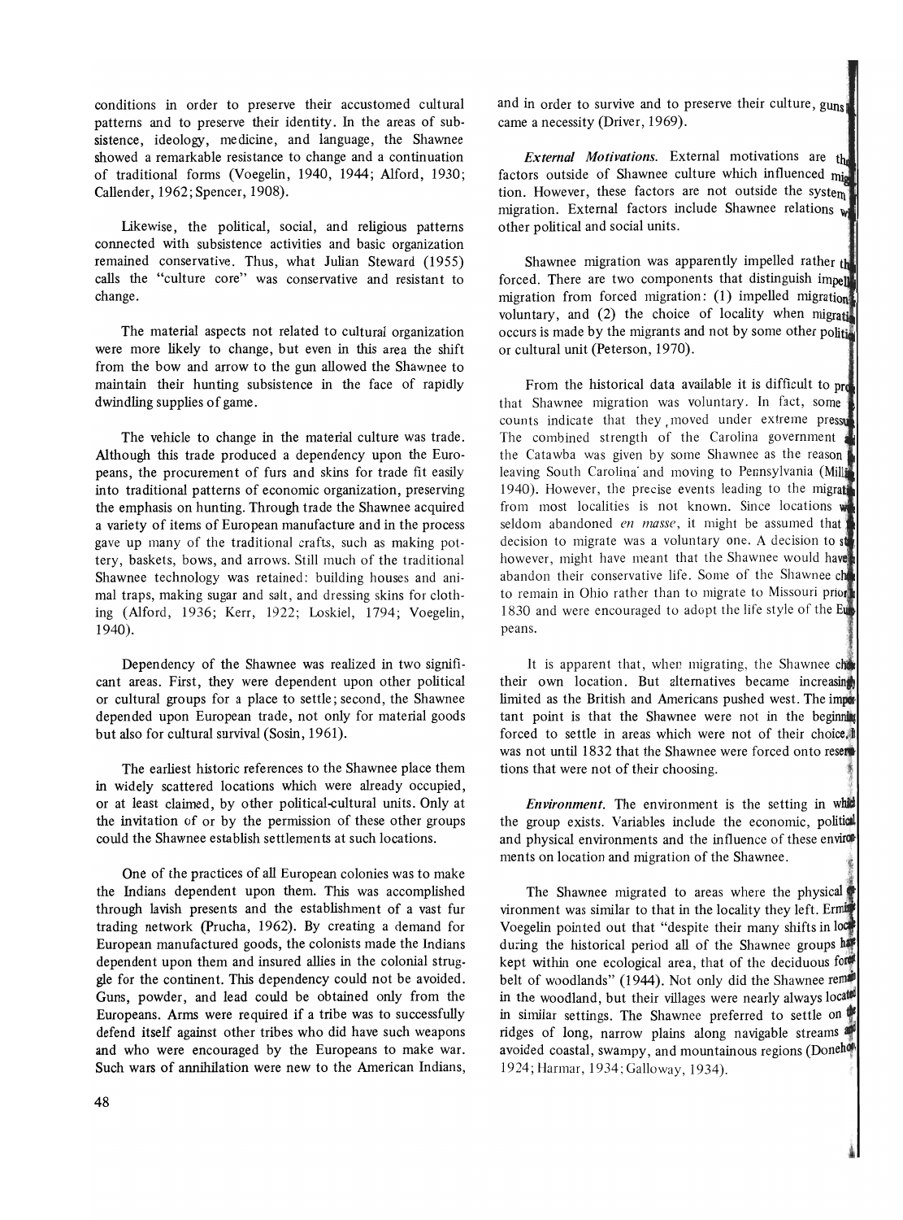conditions in order to preserve their accustomed cultural patterns and to preserve their identity. In the areas of subsistence, ideology, medicine, and language, the Shawnee showed a remarkable resistance to change and a continuation of traditional forms (Voegelin, 1940, 1944; Alford, 1930; Callender, 1962; Spencer, 1908).

Likewise, the political, social, and religious patterns connected with subsistence activities and basic organization remained conservative. Thus, what Julian Steward (1955) calls the "culture core" was conservative and resistant to change.

The material aspects not related to cultural organization were more likely to change, but even in this area the shift from the bow and arrow to the gun allowed the Shawnee to maintain their hunting subsistence in the face of rapidly dwindling supplies of game.

The vehicle to change in the material culture was trade. Although this trade produced a dependency upon the Europeans, the procurement of furs and skins for trade fit easily into traditional patterns of economic organization, preserving the emphasis on hunting. Through trade the Shawnee acquired a variety of items of European manufacture and in the process gave up many of the traditional crafts, such as making pottery, baskets, bows, and arrows. Still much of the traditional Shawnee technology was retained: building houses and animal traps, making sugar and salt, and dressing skins for clothing (Alford, 1936; Kerr, 1922; Loskiel, 1794; Voegelin, 1940).

Dependency of the Shawnee was realized in two significant areas. First, they were dependent upon other political or cultural groups for a place to settle; second, the Shawnee depended upon European trade, not only for material goods but also for cultural survival (Sosin, 1961).

The earliest historic references to the Shawnee place them in widely scattered locations which were already occupied, or at least claimed, by other political-cultural units. Only at the invitation of or by the permission of these other groups could the Shawnee establish settlements at such locations.

One of the practices of all European colonies was to make the Indians dependent upon them. This was accomplished through lavish presents and the establishment of a vast fur trading network (Prucha, 1962). By creating a demand for European manufactured goods, the colonists made the Indians dependent upon them and insured allies in the colonial struggle for the continent. This dependency could not be avoided. Guns, powder, and lead could be obtained only from the Europeans. Arms were required if a tribe was to successfully defend itself against other tribes who did have such weapons and who were encouraged by the Europeans to make war. Such wars of annihilation were new to the American Indians, and in order to survive and to preserve their culture, guns became a necessity (Driver, 1969).

*External Motivations.* External motivations are the factors outside of Shawnee culture which influenced migration. However, these factors are not outside the system of migration. External factors include Shawnee relations with other political and social units.

Shawnee migration was apparently impelled rather than forced. There are two components that distinguish impelled migration from forced migration: (1) impelled migration is voluntary, and (2) the choice of locality when migration occurs is made by the migrants and not by some other political or cultural unit (Peterson, 1970).

From the historical data available it is difficult to prove that Shawnee migration was voluntary. In fact, some accounts indicate that they moved under extreme pressure. The combined strength of the Carolina government and the Catawba was given by some Shawnee as the reason for leaving South Carolina and moving to Pennsylvania (Miller, 1940). However, the precise events leading to the migration from most localities is not known. Since locations were seldom abandoned *en masse*, it might be assumed that the decision to migrate was a voluntary one. A decision to stay, however, might have meant that the Shawnee would have to abandon their conservative life. Some of the Shawnee chose to remain in Ohio rather than to migrate to Missouri prior to 1830 and were encouraged to adopt the life style of the Europeans.

It is apparent that, when migrating, the Shawnee chose their own location. But alternatives became increasingly limited as the British and Americans pushed west. The important point is that the Shawnee were not in the beginning forced to settle in areas which were not of their choice. It was not until 1832 that the Shawnee were forced onto reservations that were not of their choosing.

*Environment.* The environment is the setting in which the group exists. Variables include the economic, political, and physical environments and the influence of these environments on location and migration of the Shawnee.

The Shawnee migrated to areas where the physical environment was similar to that in the locality they left. Erminie Voegelin pointed out that "despite their many shifts in locale during the historical period all of the Shawnee groups have kept within one ecological area, that of the deciduous forest belt of woodlands" (1944). Not only did the Shawnee remain in the woodland, but their villages were nearly always located in similar settings. The Shawnee preferred to settle on the ridges of long, narrow plains along navigable streams and avoided coastal, swampy, and mountainous regions (Donehoo, 1924; Harmar, 1934; Galloway, 1934).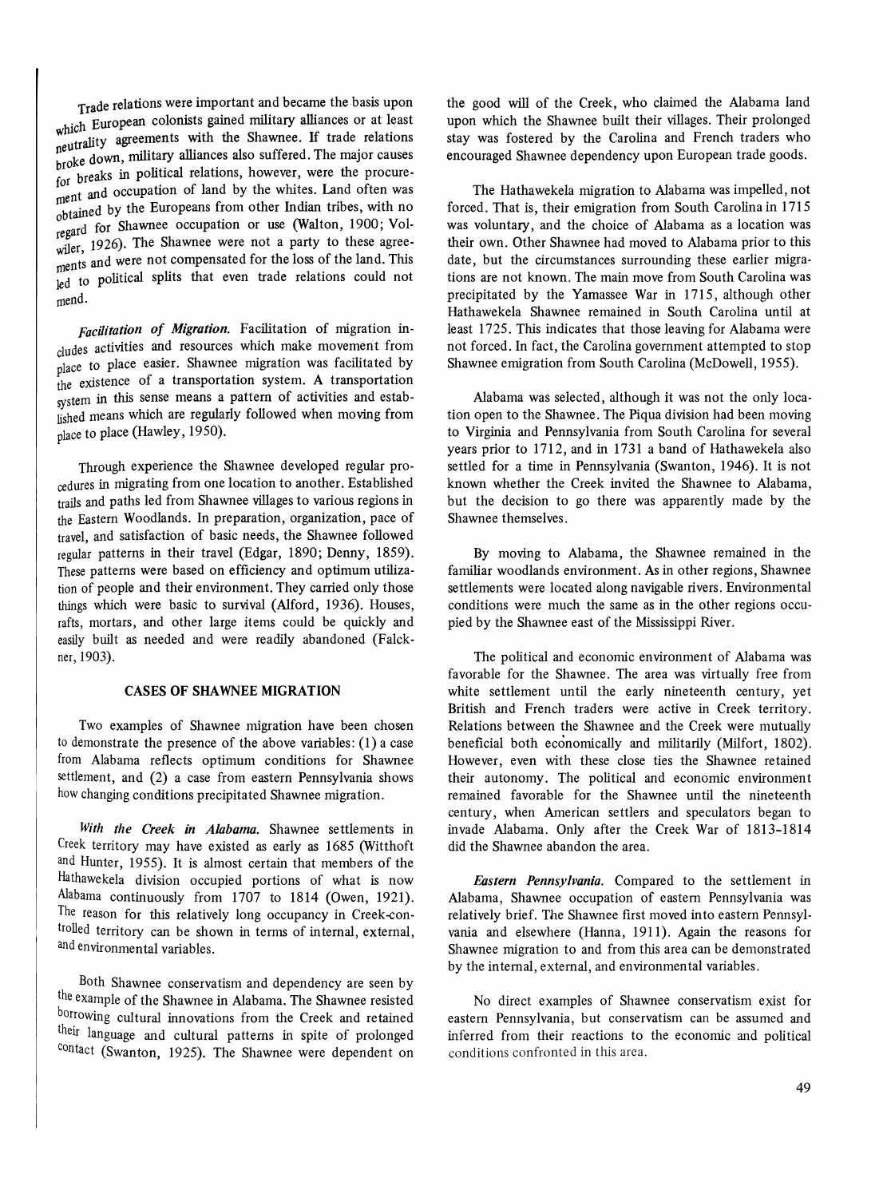Trade relations were important and became the basis upon which European colonists gained military alliances or at least neutrality agreements with the Shawnee. If trade relations broke down, military alliances also suffered. The major causes for breaks in political relations, however, were the procurement and occupation of land by the whites. Land often was obtained by the Europeans from other Indian tribes, with no regard for Shawnee occupation or use (Walton, 1900; Volwiler, 1926). The Shawnee were not a party to these agreements and were not compensated for the loss of the land. This led to political splits that even trade relations could not mend.

***Facilitation of Migration.*** Facilitation of migration includes activities and resources which make movement from place to place easier. Shawnee migration was facilitated by the existence of a transportation system. A transportation system in this sense means a pattern of activities and established means which are regularly followed when moving from place to place (Hawley, 1950).

Through experience the Shawnee developed regular procedures in migrating from one location to another. Established trails and paths led from Shawnee villages to various regions in the Eastern Woodlands. In preparation, organization, pace of travel, and satisfaction of basic needs, the Shawnee followed regular patterns in their travel (Edgar, 1890; Denny, 1859). These patterns were based on efficiency and optimum utilization of people and their environment. They carried only those things which were basic to survival (Alford, 1936). Houses, rafts, mortars, and other large items could be quickly and easily built as needed and were readily abandoned (Falckner, 1903).

## CASES OF SHAWNEE MIGRATION

Two examples of Shawnee migration have been chosen to demonstrate the presence of the above variables: (1) a case from Alabama reflects optimum conditions for Shawnee settlement, and (2) a case from eastern Pennsylvania shows how changing conditions precipitated Shawnee migration.

***With the Creek in Alabama.*** Shawnee settlements in Creek territory may have existed as early as 1685 (Witthoft and Hunter, 1955). It is almost certain that members of the Hathawekela division occupied portions of what is now Alabama continuously from 1707 to 1814 (Owen, 1921). The reason for this relatively long occupancy in Creek-controlled territory can be shown in terms of internal, external, and environmental variables.

Both Shawnee conservatism and dependency are seen by the example of the Shawnee in Alabama. The Shawnee resisted borrowing cultural innovations from the Creek and retained their language and cultural patterns in spite of prolonged contact (Swanton, 1925). The Shawnee were dependent on the good will of the Creek, who claimed the Alabama land upon which the Shawnee built their villages. Their prolonged stay was fostered by the Carolina and French traders who encouraged Shawnee dependency upon European trade goods.

The Hathawekela migration to Alabama was impelled, not forced. That is, their emigration from South Carolina in 1715 was voluntary, and the choice of Alabama as a location was their own. Other Shawnee had moved to Alabama prior to this date, but the circumstances surrounding these earlier migrations are not known. The main move from South Carolina was precipitated by the Yamassee War in 1715, although other Hathawekela Shawnee remained in South Carolina until at least 1725. This indicates that those leaving for Alabama were not forced. In fact, the Carolina government attempted to stop Shawnee emigration from South Carolina (McDowell, 1955).

Alabama was selected, although it was not the only location open to the Shawnee. The Piqua division had been moving to Virginia and Pennsylvania from South Carolina for several years prior to 1712, and in 1731 a band of Hathawekela also settled for a time in Pennsylvania (Swanton, 1946). It is not known whether the Creek invited the Shawnee to Alabama, but the decision to go there was apparently made by the Shawnee themselves.

By moving to Alabama, the Shawnee remained in the familiar woodlands environment. As in other regions, Shawnee settlements were located along navigable rivers. Environmental conditions were much the same as in the other regions occupied by the Shawnee east of the Mississippi River.

The political and economic environment of Alabama was favorable for the Shawnee. The area was virtually free from white settlement until the early nineteenth century, yet British and French traders were active in Creek territory. Relations between the Shawnee and the Creek were mutually beneficial both economically and militarily (Milfort, 1802). However, even with these close ties the Shawnee retained their autonomy. The political and economic environment remained favorable for the Shawnee until the nineteenth century, when American settlers and speculators began to invade Alabama. Only after the Creek War of 1813-1814 did the Shawnee abandon the area.

***Eastern Pennsylvania.*** Compared to the settlement in Alabama, Shawnee occupation of eastern Pennsylvania was relatively brief. The Shawnee first moved into eastern Pennsylvania and elsewhere (Hanna, 1911). Again the reasons for Shawnee migration to and from this area can be demonstrated by the internal, external, and environmental variables.

No direct examples of Shawnee conservatism exist for eastern Pennsylvania, but conservatism can be assumed and inferred from their reactions to the economic and political conditions confronted in this area.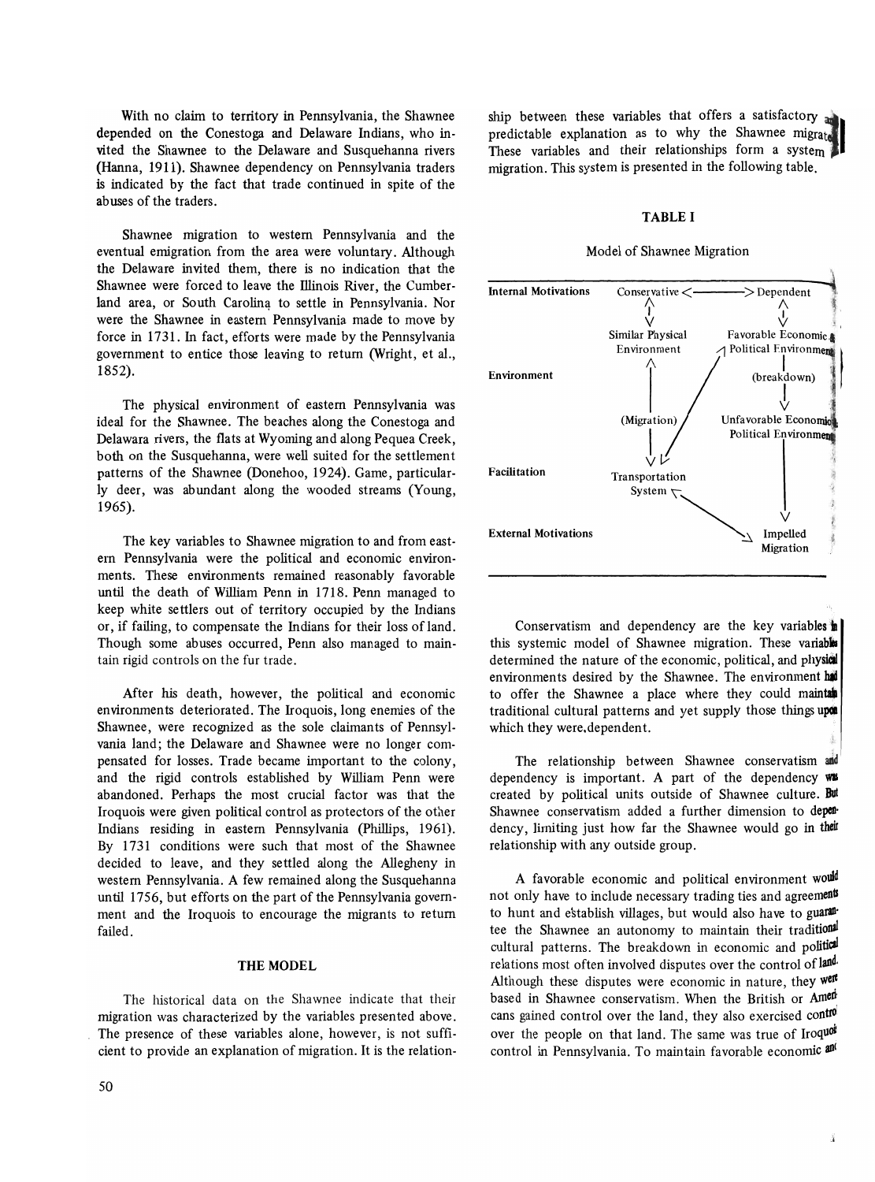With no claim to territory in Pennsylvania, the Shawnee depended on the Conestoga and Delaware Indians, who invited the Shawnee to the Delaware and Susquehanna rivers (Hanna, 1911). Shawnee dependency on Pennsylvania traders is indicated by the fact that trade continued in spite of the abuses of the traders.

Shawnee migration to western Pennsylvania and the eventual emigration from the area were voluntary. Although the Delaware invited them, there is no indication that the Shawnee were forced to leave the Illinois River, the Cumberland area, or South Carolina to settle in Pennsylvania. Nor were the Shawnee in eastern Pennsylvania made to move by force in 1731. In fact, efforts were made by the Pennsylvania government to entice those leaving to return (Wright, et al., 1852).

The physical environment of eastern Pennsylvania was ideal for the Shawnee. The beaches along the Conestoga and Delawara rivers, the flats at Wyoming and along Pequea Creek, both on the Susquehanna, were well suited for the settlement patterns of the Shawnee (Donehoo, 1924). Game, particularly deer, was abundant along the wooded streams (Young, 1965).

The key variables to Shawnee migration to and from eastern Pennsylvania were the political and economic environments. These environments remained reasonably favorable until the death of William Penn in 1718. Penn managed to keep white settlers out of territory occupied by the Indians or, if failing, to compensate the Indians for their loss of land. Though some abuses occurred, Penn also managed to maintain rigid controls on the fur trade.

After his death, however, the political and economic environments deteriorated. The Iroquois, long enemies of the Shawnee, were recognized as the sole claimants of Pennsylvania land; the Delaware and Shawnee were no longer compensated for losses. Trade became important to the colony, and the rigid controls established by William Penn were abandoned. Perhaps the most crucial factor was that the Iroquois were given political control as protectors of the other Indians residing in eastern Pennsylvania (Phillips, 1961). By 1731 conditions were such that most of the Shawnee decided to leave, and they settled along the Allegheny in western Pennsylvania. A few remained along the Susquehanna until 1756, but efforts on the part of the Pennsylvania government and the Iroquois to encourage the migrants to return failed.

## THE MODEL

The historical data on the Shawnee indicate that their migration was characterized by the variables presented above. The presence of these variables alone, however, is not sufficient to provide an explanation of migration. It is the relationship between these variables that offers a satisfactory and predictable explanation as to why the Shawnee migrated. These variables and their relationships form a system of migration. This system is presented in the following table.

### TABLE I

Model of Shawnee Migration

| | | |
|---|---|---|
| Internal Motivations | Conservative <——> | Dependent |
| | ↕ | ↕ |
| | Similar Physical Environment | Favorable Economic & Political Environment |
| Environment | ↑ | (breakdown) |
| | (Migration) | ↓ |
| | ↓ | Unfavorable Economic & Political Environment |
| Facilitation | Transportation System | ↓ |
| External Motivations | | Impelled Migration |

Conservatism and dependency are the key variables in this systemic model of Shawnee migration. These variables determined the nature of the economic, political, and physical environments desired by the Shawnee. The environment had to offer the Shawnee a place where they could maintain traditional cultural patterns and yet supply those things upon which they were dependent.

The relationship between Shawnee conservatism and dependency is important. A part of the dependency was created by political units outside of Shawnee culture. But Shawnee conservatism added a further dimension to dependency, limiting just how far the Shawnee would go in their relationship with any outside group.

A favorable economic and political environment would not only have to include necessary trading ties and agreements to hunt and establish villages, but would also have to guarantee the Shawnee an autonomy to maintain their traditional cultural patterns. The breakdown in economic and political relations most often involved disputes over the control of land. Although these disputes were economic in nature, they were based in Shawnee conservatism. When the British or Americans gained control over the land, they also exercised control over the people on that land. The same was true of Iroquois control in Pennsylvania. To maintain favorable economic and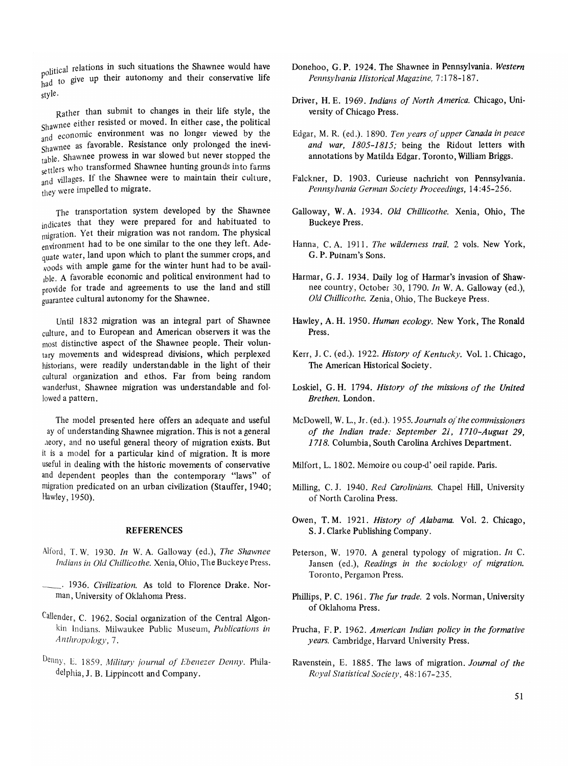political relations in such situations the Shawnee would have had to give up their autonomy and their conservative life style.

Rather than submit to changes in their life style, the Shawnee either resisted or moved. In either case, the political and economic environment was no longer viewed by the Shawnee as favorable. Resistance only prolonged the inevitable. Shawnee prowess in war slowed but never stopped the settlers who transformed Shawnee hunting grounds into farms and villages. If the Shawnee were to maintain their culture, they were impelled to migrate.

The transportation system developed by the Shawnee indicates that they were prepared for and habituated to migration. Yet their migration was not random. The physical environment had to be one similar to the one they left. Adequate water, land upon which to plant the summer crops, and woods with ample game for the winter hunt had to be available. A favorable economic and political environment had to provide for trade and agreements to use the land and still guarantee cultural autonomy for the Shawnee.

Until 1832 migration was an integral part of Shawnee culture, and to European and American observers it was the most distinctive aspect of the Shawnee people. Their voluntary movements and widespread divisions, which perplexed historians, were readily understandable in the light of their cultural organization and ethos. Far from being random wanderlust, Shawnee migration was understandable and followed a pattern.

The model presented here offers an adequate and useful way of understanding Shawnee migration. This is not a general theory, and no useful general theory of migration exists. But it is a model for a particular kind of migration. It is more useful in dealing with the historic movements of conservative and dependent peoples than the contemporary "laws" of migration predicated on an urban civilization (Stauffer, 1940; Hawley, 1950).

## REFERENCES

Alford, T. W. 1930. *In* W. A. Galloway (ed.), *The Shawnee Indians in Old Chillicothe.* Xenia, Ohio, The Buckeye Press.

———. 1936. *Civilization.* As told to Florence Drake. Norman, University of Oklahoma Press.

Callender, C. 1962. Social organization of the Central Algonkin Indians. Milwaukee Public Museum, *Publications in Anthropology,* 7.

Denny, E. 1859. *Military journal of Ebenezer Denny.* Philadelphia, J. B. Lippincott and Company.

Donehoo, G. P. 1924. The Shawnee in Pennsylvania. *Western Pennsylvania Historical Magazine,* 7:178-187.

Driver, H. E. 1969. *Indians of North America.* Chicago, University of Chicago Press.

Edgar, M. R. (ed.). 1890. *Ten years of upper Canada in peace and war, 1805-1815;* being the Ridout letters with annotations by Matilda Edgar. Toronto, William Briggs.

Falckner, D. 1903. Curieuse nachricht von Pennsylvania. *Pennsylvania German Society Proceedings,* 14:45-256.

Galloway, W. A. 1934. *Old Chillicothe.* Xenia, Ohio, The Buckeye Press.

Hanna, C. A. 1911. *The wilderness trail.* 2 vols. New York, G. P. Putnam's Sons.

Harmar, G. J. 1934. Daily log of Harmar's invasion of Shawnee country, October 30, 1790. *In* W. A. Galloway (ed.), *Old Chillicothe.* Zenia, Ohio, The Buckeye Press.

Hawley, A. H. 1950. *Human ecology.* New York, The Ronald Press.

Kerr, J. C. (ed.). 1922. *History of Kentucky.* Vol. 1. Chicago, The American Historical Society.

Loskiel, G. H. 1794. *History of the missions of the United Brethen.* London.

McDowell, W. L., Jr. (ed.). 1955. *Journals of the commissioners of the Indian trade: September 21, 1710-August 29, 1718.* Columbia, South Carolina Archives Department.

Milfort, L. 1802. Mémoire ou coup-d' oeil rapide. Paris.

Milling, C. J. 1940. *Red Carolinians.* Chapel Hill, University of North Carolina Press.

Owen, T. M. 1921. *History of Alabama.* Vol. 2. Chicago, S. J. Clarke Publishing Company.

Peterson, W. 1970. A general typology of migration. *In* C. Jansen (ed.), *Readings in the sociology of migration.* Toronto, Pergamon Press.

Phillips, P. C. 1961. *The fur trade.* 2 vols. Norman, University of Oklahoma Press.

Prucha, F. P. 1962. *American Indian policy in the formative years.* Cambridge, Harvard University Press.

Ravenstein, E. 1885. The laws of migration. *Journal of the Royal Statistical Society,* 48:167-235.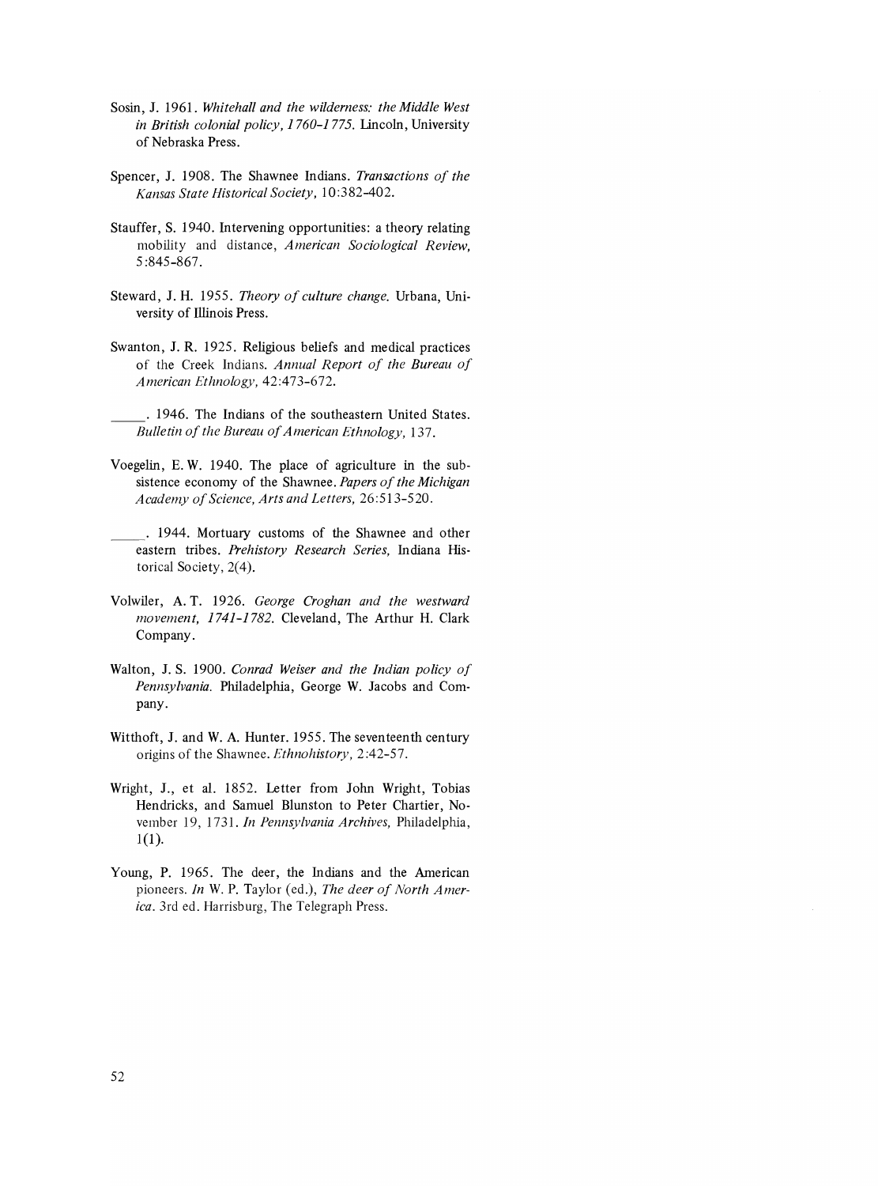Sosin, J. 1961. *Whitehall and the wilderness: the Middle West in British colonial policy, 1760-1775.* Lincoln, University of Nebraska Press.

Spencer, J. 1908. The Shawnee Indians. *Transactions of the Kansas State Historical Society,* 10:382-402.

Stauffer, S. 1940. Intervening opportunities: a theory relating mobility and distance, *American Sociological Review,* 5:845-867.

Steward, J. H. 1955. *Theory of culture change.* Urbana, University of Illinois Press.

Swanton, J. R. 1925. Religious beliefs and medical practices of the Creek Indians. *Annual Report of the Bureau of American Ethnology,* 42:473-672.

_____. 1946. The Indians of the southeastern United States. *Bulletin of the Bureau of American Ethnology,* 137.

Voegelin, E. W. 1940. The place of agriculture in the subsistence economy of the Shawnee. *Papers of the Michigan Academy of Science, Arts and Letters,* 26:513-520.

_____. 1944. Mortuary customs of the Shawnee and other eastern tribes. *Prehistory Research Series,* Indiana Historical Society, 2(4).

Volwiler, A. T. 1926. *George Croghan and the westward movement, 1741-1782.* Cleveland, The Arthur H. Clark Company.

Walton, J. S. 1900. *Conrad Weiser and the Indian policy of Pennsylvania.* Philadelphia, George W. Jacobs and Company.

Witthoft, J. and W. A. Hunter. 1955. The seventeenth century origins of the Shawnee. *Ethnohistory,* 2:42-57.

Wright, J., et al. 1852. Letter from John Wright, Tobias Hendricks, and Samuel Blunston to Peter Chartier, November 19, 1731. *In Pennsylvania Archives,* Philadelphia, 1(1).

Young, P. 1965. The deer, the Indians and the American pioneers. *In* W. P. Taylor (ed.), *The deer of North America.* 3rd ed. Harrisburg, The Telegraph Press.